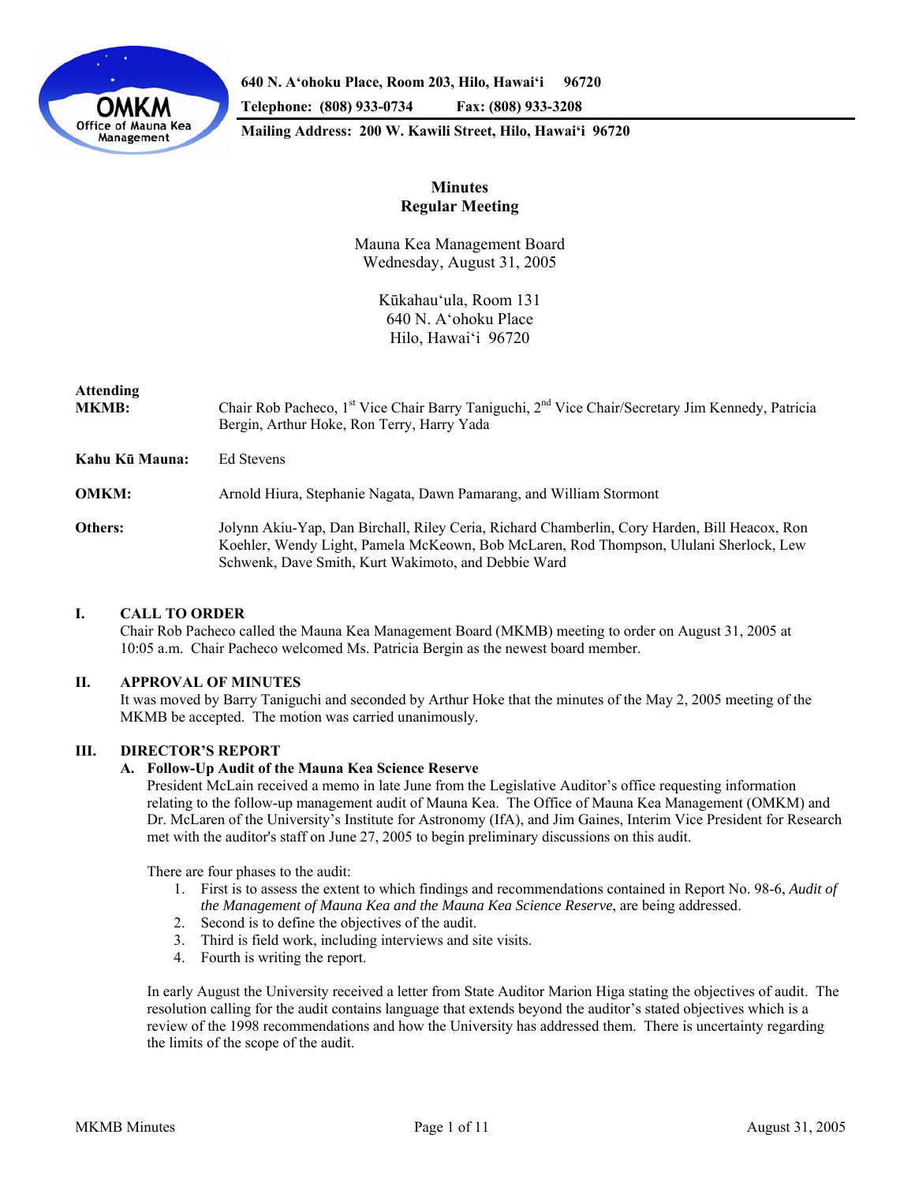640 N. A'ohoku Place, Room 203, Hilo, Hawai'i 96720
Telephone: (808) 933-0734 Fax: (808) 933-3208
Mailing Address: 200 W. Kawili Street, Hilo, Hawai'i 96720

# Minutes
## Regular Meeting

Mauna Kea Management Board
Wednesday, August 31, 2005

Kūkahau'ula, Room 131
640 N. A'ohoku Place
Hilo, Hawai'i 96720

**Attending**

**MKMB:** Chair Rob Pacheco, 1st Vice Chair Barry Taniguchi, 2nd Vice Chair/Secretary Jim Kennedy, Patricia Bergin, Arthur Hoke, Ron Terry, Harry Yada

**Kahu Kū Mauna:** Ed Stevens

**OMKM:** Arnold Hiura, Stephanie Nagata, Dawn Pamarang, and William Stormont

**Others:** Jolynn Akiu-Yap, Dan Birchall, Riley Ceria, Richard Chamberlin, Cory Harden, Bill Heacox, Ron Koehler, Wendy Light, Pamela McKeown, Bob McLaren, Rod Thompson, Ululani Sherlock, Lew Schwenk, Dave Smith, Kurt Wakimoto, and Debbie Ward

## I. CALL TO ORDER

Chair Rob Pacheco called the Mauna Kea Management Board (MKMB) meeting to order on August 31, 2005 at 10:05 a.m. Chair Pacheco welcomed Ms. Patricia Bergin as the newest board member.

## II. APPROVAL OF MINUTES

It was moved by Barry Taniguchi and seconded by Arthur Hoke that the minutes of the May 2, 2005 meeting of the MKMB be accepted. The motion was carried unanimously.

## III. DIRECTOR'S REPORT

### A. Follow-Up Audit of the Mauna Kea Science Reserve

President McLain received a memo in late June from the Legislative Auditor's office requesting information relating to the follow-up management audit of Mauna Kea. The Office of Mauna Kea Management (OMKM) and Dr. McLaren of the University's Institute for Astronomy (IfA), and Jim Gaines, Interim Vice President for Research met with the auditor's staff on June 27, 2005 to begin preliminary discussions on this audit.

There are four phases to the audit:

1. First is to assess the extent to which findings and recommendations contained in Report No. 98-6, *Audit of the Management of Mauna Kea and the Mauna Kea Science Reserve*, are being addressed.
2. Second is to define the objectives of the audit.
3. Third is field work, including interviews and site visits.
4. Fourth is writing the report.

In early August the University received a letter from State Auditor Marion Higa stating the objectives of audit. The resolution calling for the audit contains language that extends beyond the auditor's stated objectives which is a review of the 1998 recommendations and how the University has addressed them. There is uncertainty regarding the limits of the scope of the audit.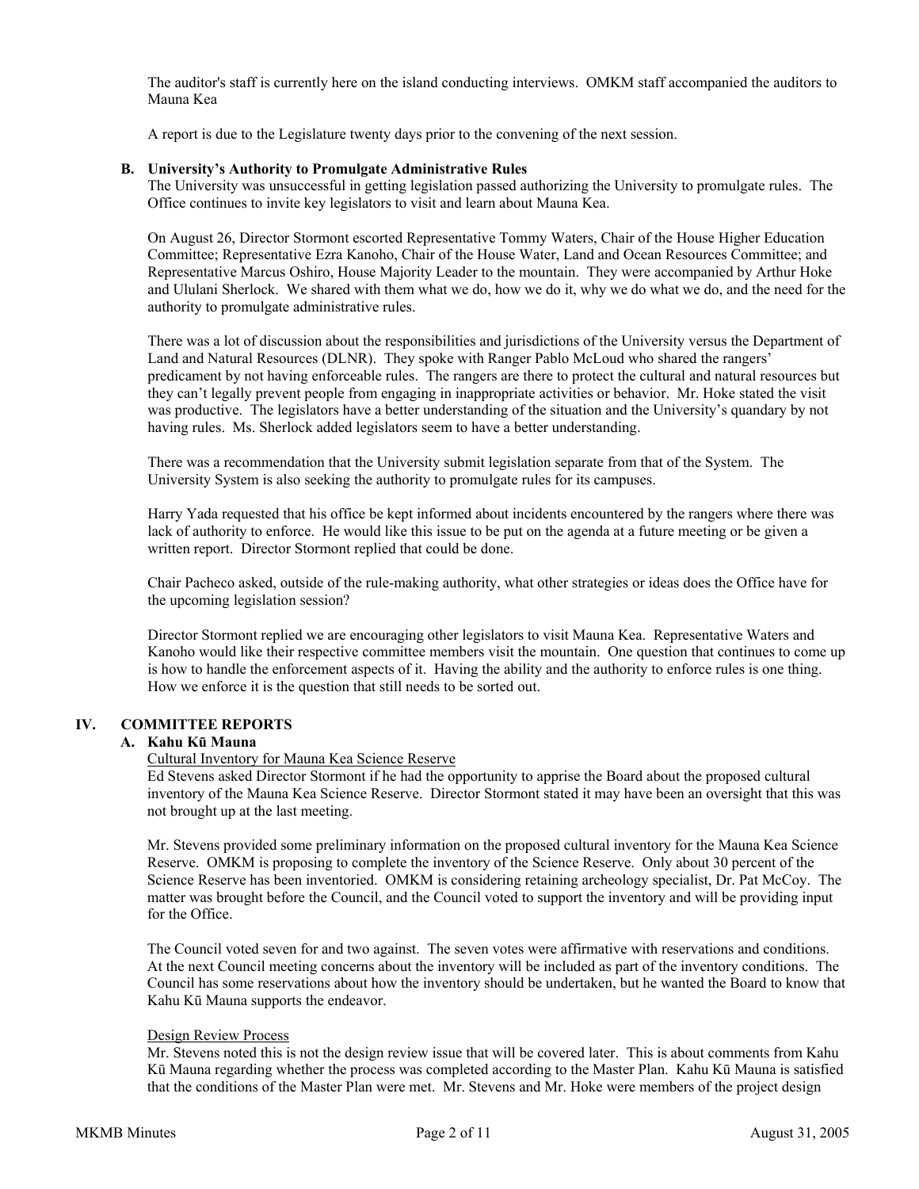The auditor's staff is currently here on the island conducting interviews. OMKM staff accompanied the auditors to Mauna Kea

A report is due to the Legislature twenty days prior to the convening of the next session.

### B. University's Authority to Promulgate Administrative Rules

The University was unsuccessful in getting legislation passed authorizing the University to promulgate rules. The Office continues to invite key legislators to visit and learn about Mauna Kea.

On August 26, Director Stormont escorted Representative Tommy Waters, Chair of the House Higher Education Committee; Representative Ezra Kanoho, Chair of the House Water, Land and Ocean Resources Committee; and Representative Marcus Oshiro, House Majority Leader to the mountain. They were accompanied by Arthur Hoke and Ululani Sherlock. We shared with them what we do, how we do it, why we do what we do, and the need for the authority to promulgate administrative rules.

There was a lot of discussion about the responsibilities and jurisdictions of the University versus the Department of Land and Natural Resources (DLNR). They spoke with Ranger Pablo McLoud who shared the rangers' predicament by not having enforceable rules. The rangers are there to protect the cultural and natural resources but they can't legally prevent people from engaging in inappropriate activities or behavior. Mr. Hoke stated the visit was productive. The legislators have a better understanding of the situation and the University's quandary by not having rules. Ms. Sherlock added legislators seem to have a better understanding.

There was a recommendation that the University submit legislation separate from that of the System. The University System is also seeking the authority to promulgate rules for its campuses.

Harry Yada requested that his office be kept informed about incidents encountered by the rangers where there was lack of authority to enforce. He would like this issue to be put on the agenda at a future meeting or be given a written report. Director Stormont replied that could be done.

Chair Pacheco asked, outside of the rule-making authority, what other strategies or ideas does the Office have for the upcoming legislation session?

Director Stormont replied we are encouraging other legislators to visit Mauna Kea. Representative Waters and Kanoho would like their respective committee members visit the mountain. One question that continues to come up is how to handle the enforcement aspects of it. Having the ability and the authority to enforce rules is one thing. How we enforce it is the question that still needs to be sorted out.

## IV. COMMITTEE REPORTS

### A. Kahu Kū Mauna

Cultural Inventory for Mauna Kea Science Reserve

Ed Stevens asked Director Stormont if he had the opportunity to apprise the Board about the proposed cultural inventory of the Mauna Kea Science Reserve. Director Stormont stated it may have been an oversight that this was not brought up at the last meeting.

Mr. Stevens provided some preliminary information on the proposed cultural inventory for the Mauna Kea Science Reserve. OMKM is proposing to complete the inventory of the Science Reserve. Only about 30 percent of the Science Reserve has been inventoried. OMKM is considering retaining archeology specialist, Dr. Pat McCoy. The matter was brought before the Council, and the Council voted to support the inventory and will be providing input for the Office.

The Council voted seven for and two against. The seven votes were affirmative with reservations and conditions. At the next Council meeting concerns about the inventory will be included as part of the inventory conditions. The Council has some reservations about how the inventory should be undertaken, but he wanted the Board to know that Kahu Kū Mauna supports the endeavor.

Design Review Process

Mr. Stevens noted this is not the design review issue that will be covered later. This is about comments from Kahu Kū Mauna regarding whether the process was completed according to the Master Plan. Kahu Kū Mauna is satisfied that the conditions of the Master Plan were met. Mr. Stevens and Mr. Hoke were members of the project design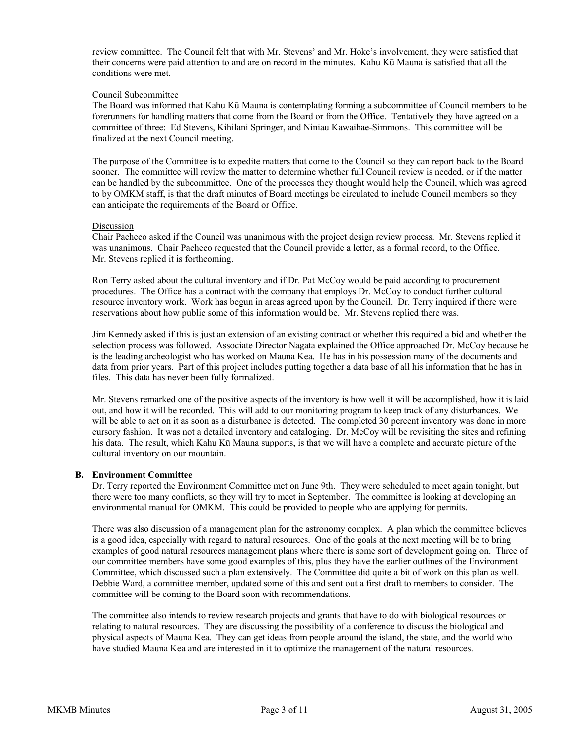review committee. The Council felt that with Mr. Stevens' and Mr. Hoke's involvement, they were satisfied that their concerns were paid attention to and are on record in the minutes. Kahu Kū Mauna is satisfied that all the conditions were met.

Council Subcommittee

The Board was informed that Kahu Kū Mauna is contemplating forming a subcommittee of Council members to be forerunners for handling matters that come from the Board or from the Office. Tentatively they have agreed on a committee of three: Ed Stevens, Kihilani Springer, and Niniau Kawaihae-Simmons. This committee will be finalized at the next Council meeting.

The purpose of the Committee is to expedite matters that come to the Council so they can report back to the Board sooner. The committee will review the matter to determine whether full Council review is needed, or if the matter can be handled by the subcommittee. One of the processes they thought would help the Council, which was agreed to by OMKM staff, is that the draft minutes of Board meetings be circulated to include Council members so they can anticipate the requirements of the Board or Office.

Discussion

Chair Pacheco asked if the Council was unanimous with the project design review process. Mr. Stevens replied it was unanimous. Chair Pacheco requested that the Council provide a letter, as a formal record, to the Office. Mr. Stevens replied it is forthcoming.

Ron Terry asked about the cultural inventory and if Dr. Pat McCoy would be paid according to procurement procedures. The Office has a contract with the company that employs Dr. McCoy to conduct further cultural resource inventory work. Work has begun in areas agreed upon by the Council. Dr. Terry inquired if there were reservations about how public some of this information would be. Mr. Stevens replied there was.

Jim Kennedy asked if this is just an extension of an existing contract or whether this required a bid and whether the selection process was followed. Associate Director Nagata explained the Office approached Dr. McCoy because he is the leading archeologist who has worked on Mauna Kea. He has in his possession many of the documents and data from prior years. Part of this project includes putting together a data base of all his information that he has in files. This data has never been fully formalized.

Mr. Stevens remarked one of the positive aspects of the inventory is how well it will be accomplished, how it is laid out, and how it will be recorded. This will add to our monitoring program to keep track of any disturbances. We will be able to act on it as soon as a disturbance is detected. The completed 30 percent inventory was done in more cursory fashion. It was not a detailed inventory and cataloging. Dr. McCoy will be revisiting the sites and refining his data. The result, which Kahu Kū Mauna supports, is that we will have a complete and accurate picture of the cultural inventory on our mountain.

**B. Environment Committee**

Dr. Terry reported the Environment Committee met on June 9th. They were scheduled to meet again tonight, but there were too many conflicts, so they will try to meet in September. The committee is looking at developing an environmental manual for OMKM. This could be provided to people who are applying for permits.

There was also discussion of a management plan for the astronomy complex. A plan which the committee believes is a good idea, especially with regard to natural resources. One of the goals at the next meeting will be to bring examples of good natural resources management plans where there is some sort of development going on. Three of our committee members have some good examples of this, plus they have the earlier outlines of the Environment Committee, which discussed such a plan extensively. The Committee did quite a bit of work on this plan as well. Debbie Ward, a committee member, updated some of this and sent out a first draft to members to consider. The committee will be coming to the Board soon with recommendations.

The committee also intends to review research projects and grants that have to do with biological resources or relating to natural resources. They are discussing the possibility of a conference to discuss the biological and physical aspects of Mauna Kea. They can get ideas from people around the island, the state, and the world who have studied Mauna Kea and are interested in it to optimize the management of the natural resources.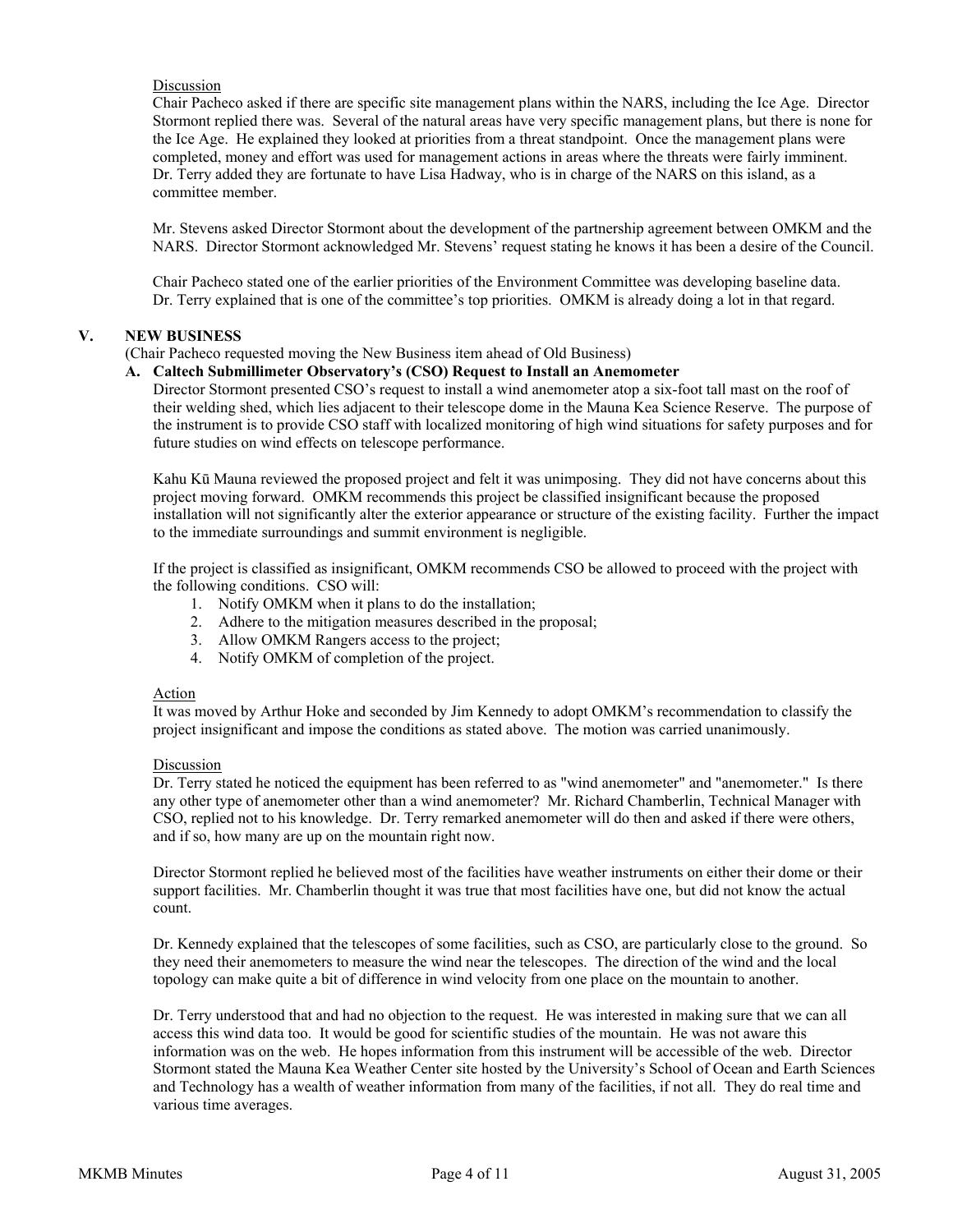Discussion

Chair Pacheco asked if there are specific site management plans within the NARS, including the Ice Age. Director Stormont replied there was. Several of the natural areas have very specific management plans, but there is none for the Ice Age. He explained they looked at priorities from a threat standpoint. Once the management plans were completed, money and effort was used for management actions in areas where the threats were fairly imminent. Dr. Terry added they are fortunate to have Lisa Hadway, who is in charge of the NARS on this island, as a committee member.

Mr. Stevens asked Director Stormont about the development of the partnership agreement between OMKM and the NARS. Director Stormont acknowledged Mr. Stevens' request stating he knows it has been a desire of the Council.

Chair Pacheco stated one of the earlier priorities of the Environment Committee was developing baseline data. Dr. Terry explained that is one of the committee's top priorities. OMKM is already doing a lot in that regard.

## V. NEW BUSINESS

(Chair Pacheco requested moving the New Business item ahead of Old Business)

### A. Caltech Submillimeter Observatory's (CSO) Request to Install an Anemometer

Director Stormont presented CSO's request to install a wind anemometer atop a six-foot tall mast on the roof of their welding shed, which lies adjacent to their telescope dome in the Mauna Kea Science Reserve. The purpose of the instrument is to provide CSO staff with localized monitoring of high wind situations for safety purposes and for future studies on wind effects on telescope performance.

Kahu Kū Mauna reviewed the proposed project and felt it was unimposing. They did not have concerns about this project moving forward. OMKM recommends this project be classified insignificant because the proposed installation will not significantly alter the exterior appearance or structure of the existing facility. Further the impact to the immediate surroundings and summit environment is negligible.

If the project is classified as insignificant, OMKM recommends CSO be allowed to proceed with the project with the following conditions. CSO will:

1. Notify OMKM when it plans to do the installation;
2. Adhere to the mitigation measures described in the proposal;
3. Allow OMKM Rangers access to the project;
4. Notify OMKM of completion of the project.

Action

It was moved by Arthur Hoke and seconded by Jim Kennedy to adopt OMKM's recommendation to classify the project insignificant and impose the conditions as stated above. The motion was carried unanimously.

Discussion

Dr. Terry stated he noticed the equipment has been referred to as "wind anemometer" and "anemometer." Is there any other type of anemometer other than a wind anemometer? Mr. Richard Chamberlin, Technical Manager with CSO, replied not to his knowledge. Dr. Terry remarked anemometer will do then and asked if there were others, and if so, how many are up on the mountain right now.

Director Stormont replied he believed most of the facilities have weather instruments on either their dome or their support facilities. Mr. Chamberlin thought it was true that most facilities have one, but did not know the actual count.

Dr. Kennedy explained that the telescopes of some facilities, such as CSO, are particularly close to the ground. So they need their anemometers to measure the wind near the telescopes. The direction of the wind and the local topology can make quite a bit of difference in wind velocity from one place on the mountain to another.

Dr. Terry understood that and had no objection to the request. He was interested in making sure that we can all access this wind data too. It would be good for scientific studies of the mountain. He was not aware this information was on the web. He hopes information from this instrument will be accessible of the web. Director Stormont stated the Mauna Kea Weather Center site hosted by the University's School of Ocean and Earth Sciences and Technology has a wealth of weather information from many of the facilities, if not all. They do real time and various time averages.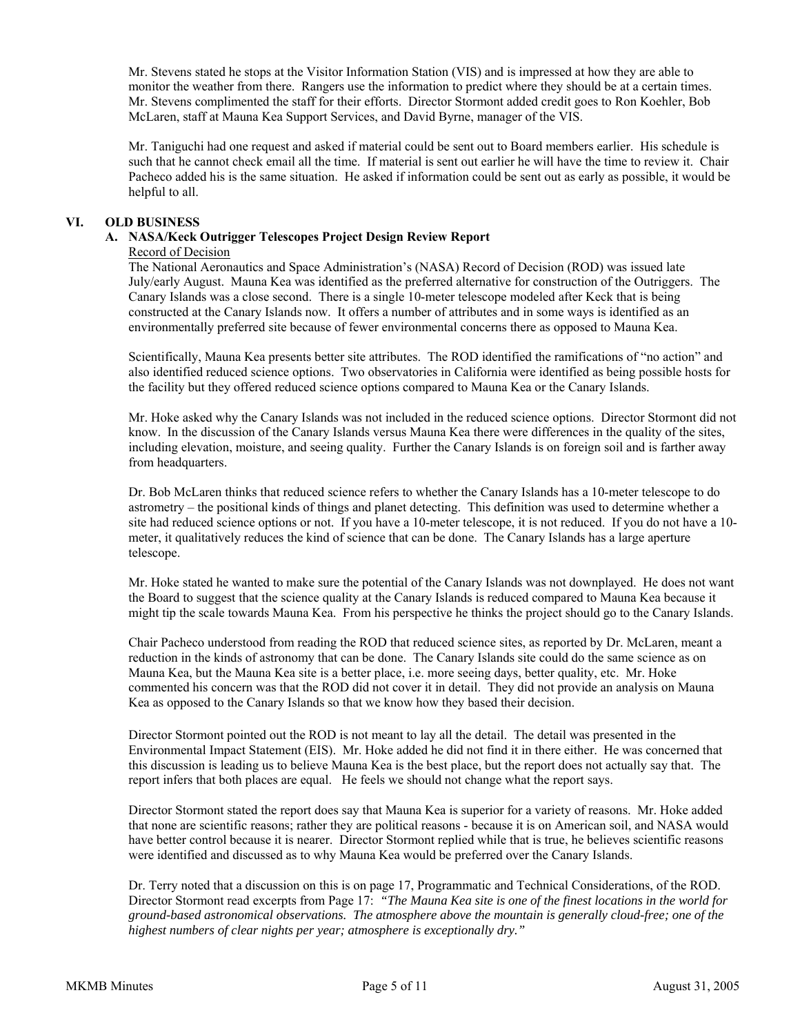Mr. Stevens stated he stops at the Visitor Information Station (VIS) and is impressed at how they are able to monitor the weather from there. Rangers use the information to predict where they should be at a certain times. Mr. Stevens complimented the staff for their efforts. Director Stormont added credit goes to Ron Koehler, Bob McLaren, staff at Mauna Kea Support Services, and David Byrne, manager of the VIS.

Mr. Taniguchi had one request and asked if material could be sent out to Board members earlier. His schedule is such that he cannot check email all the time. If material is sent out earlier he will have the time to review it. Chair Pacheco added his is the same situation. He asked if information could be sent out as early as possible, it would be helpful to all.

## VI. OLD BUSINESS

### A. NASA/Keck Outrigger Telescopes Project Design Review Report

Record of Decision

The National Aeronautics and Space Administration's (NASA) Record of Decision (ROD) was issued late July/early August. Mauna Kea was identified as the preferred alternative for construction of the Outriggers. The Canary Islands was a close second. There is a single 10-meter telescope modeled after Keck that is being constructed at the Canary Islands now. It offers a number of attributes and in some ways is identified as an environmentally preferred site because of fewer environmental concerns there as opposed to Mauna Kea.

Scientifically, Mauna Kea presents better site attributes. The ROD identified the ramifications of "no action" and also identified reduced science options. Two observatories in California were identified as being possible hosts for the facility but they offered reduced science options compared to Mauna Kea or the Canary Islands.

Mr. Hoke asked why the Canary Islands was not included in the reduced science options. Director Stormont did not know. In the discussion of the Canary Islands versus Mauna Kea there were differences in the quality of the sites, including elevation, moisture, and seeing quality. Further the Canary Islands is on foreign soil and is farther away from headquarters.

Dr. Bob McLaren thinks that reduced science refers to whether the Canary Islands has a 10-meter telescope to do astrometry – the positional kinds of things and planet detecting. This definition was used to determine whether a site had reduced science options or not. If you have a 10-meter telescope, it is not reduced. If you do not have a 10-meter, it qualitatively reduces the kind of science that can be done. The Canary Islands has a large aperture telescope.

Mr. Hoke stated he wanted to make sure the potential of the Canary Islands was not downplayed. He does not want the Board to suggest that the science quality at the Canary Islands is reduced compared to Mauna Kea because it might tip the scale towards Mauna Kea. From his perspective he thinks the project should go to the Canary Islands.

Chair Pacheco understood from reading the ROD that reduced science sites, as reported by Dr. McLaren, meant a reduction in the kinds of astronomy that can be done. The Canary Islands site could do the same science as on Mauna Kea, but the Mauna Kea site is a better place, i.e. more seeing days, better quality, etc. Mr. Hoke commented his concern was that the ROD did not cover it in detail. They did not provide an analysis on Mauna Kea as opposed to the Canary Islands so that we know how they based their decision.

Director Stormont pointed out the ROD is not meant to lay all the detail. The detail was presented in the Environmental Impact Statement (EIS). Mr. Hoke added he did not find it in there either. He was concerned that this discussion is leading us to believe Mauna Kea is the best place, but the report does not actually say that. The report infers that both places are equal. He feels we should not change what the report says.

Director Stormont stated the report does say that Mauna Kea is superior for a variety of reasons. Mr. Hoke added that none are scientific reasons; rather they are political reasons - because it is on American soil, and NASA would have better control because it is nearer. Director Stormont replied while that is true, he believes scientific reasons were identified and discussed as to why Mauna Kea would be preferred over the Canary Islands.

Dr. Terry noted that a discussion on this is on page 17, Programmatic and Technical Considerations, of the ROD. Director Stormont read excerpts from Page 17: *"The Mauna Kea site is one of the finest locations in the world for ground-based astronomical observations. The atmosphere above the mountain is generally cloud-free; one of the highest numbers of clear nights per year; atmosphere is exceptionally dry."*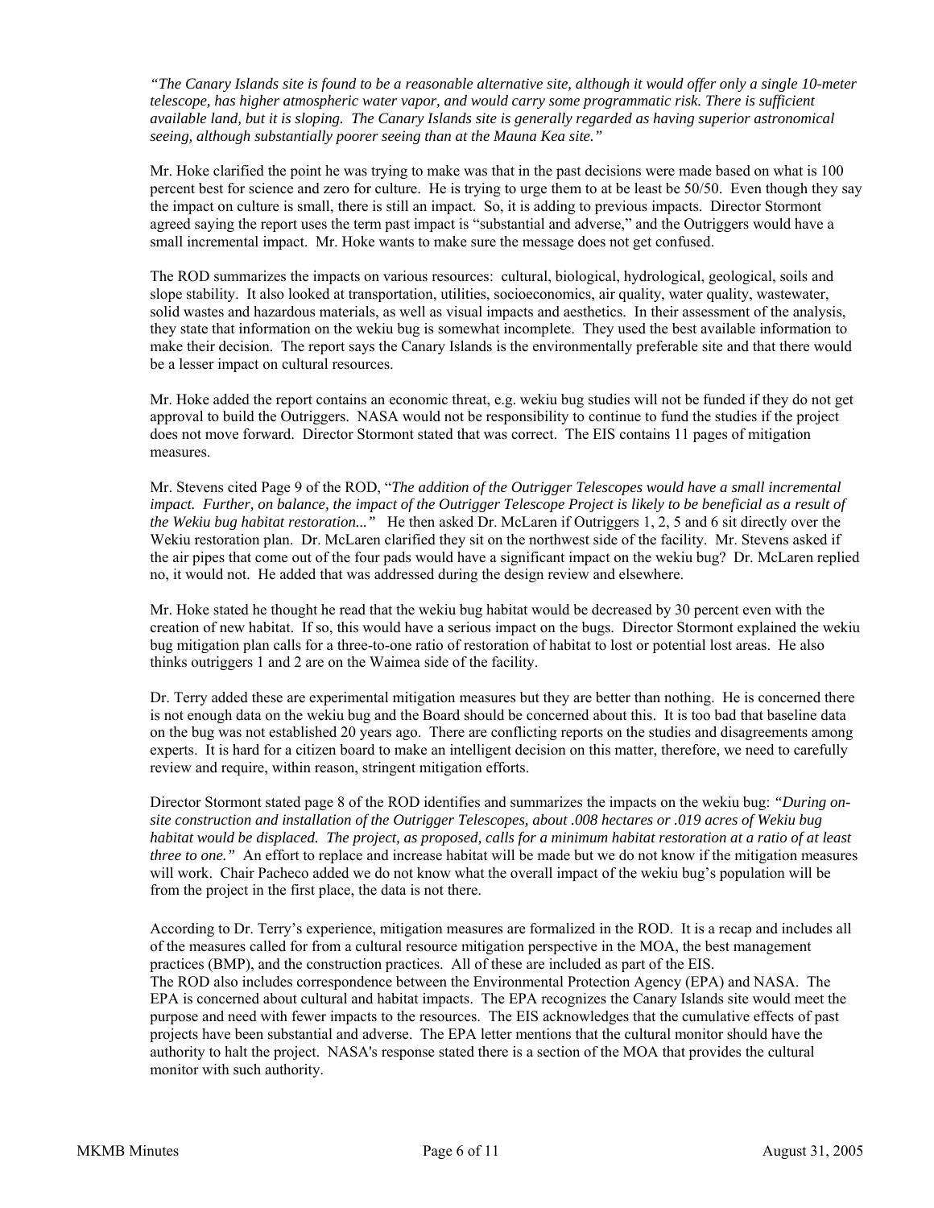*"The Canary Islands site is found to be a reasonable alternative site, although it would offer only a single 10-meter telescope, has higher atmospheric water vapor, and would carry some programmatic risk. There is sufficient available land, but it is sloping. The Canary Islands site is generally regarded as having superior astronomical seeing, although substantially poorer seeing than at the Mauna Kea site."*

Mr. Hoke clarified the point he was trying to make was that in the past decisions were made based on what is 100 percent best for science and zero for culture. He is trying to urge them to at be least be 50/50. Even though they say the impact on culture is small, there is still an impact. So, it is adding to previous impacts. Director Stormont agreed saying the report uses the term past impact is "substantial and adverse," and the Outriggers would have a small incremental impact. Mr. Hoke wants to make sure the message does not get confused.

The ROD summarizes the impacts on various resources: cultural, biological, hydrological, geological, soils and slope stability. It also looked at transportation, utilities, socioeconomics, air quality, water quality, wastewater, solid wastes and hazardous materials, as well as visual impacts and aesthetics. In their assessment of the analysis, they state that information on the wekiu bug is somewhat incomplete. They used the best available information to make their decision. The report says the Canary Islands is the environmentally preferable site and that there would be a lesser impact on cultural resources.

Mr. Hoke added the report contains an economic threat, e.g. wekiu bug studies will not be funded if they do not get approval to build the Outriggers. NASA would not be responsibility to continue to fund the studies if the project does not move forward. Director Stormont stated that was correct. The EIS contains 11 pages of mitigation measures.

Mr. Stevens cited Page 9 of the ROD, "*The addition of the Outrigger Telescopes would have a small incremental impact. Further, on balance, the impact of the Outrigger Telescope Project is likely to be beneficial as a result of the Wekiu bug habitat restoration..."* He then asked Dr. McLaren if Outriggers 1, 2, 5 and 6 sit directly over the Wekiu restoration plan. Dr. McLaren clarified they sit on the northwest side of the facility. Mr. Stevens asked if the air pipes that come out of the four pads would have a significant impact on the wekiu bug? Dr. McLaren replied no, it would not. He added that was addressed during the design review and elsewhere.

Mr. Hoke stated he thought he read that the wekiu bug habitat would be decreased by 30 percent even with the creation of new habitat. If so, this would have a serious impact on the bugs. Director Stormont explained the wekiu bug mitigation plan calls for a three-to-one ratio of restoration of habitat to lost or potential lost areas. He also thinks outriggers 1 and 2 are on the Waimea side of the facility.

Dr. Terry added these are experimental mitigation measures but they are better than nothing. He is concerned there is not enough data on the wekiu bug and the Board should be concerned about this. It is too bad that baseline data on the bug was not established 20 years ago. There are conflicting reports on the studies and disagreements among experts. It is hard for a citizen board to make an intelligent decision on this matter, therefore, we need to carefully review and require, within reason, stringent mitigation efforts.

Director Stormont stated page 8 of the ROD identifies and summarizes the impacts on the wekiu bug: *"During on-site construction and installation of the Outrigger Telescopes, about .008 hectares or .019 acres of Wekiu bug habitat would be displaced. The project, as proposed, calls for a minimum habitat restoration at a ratio of at least three to one."* An effort to replace and increase habitat will be made but we do not know if the mitigation measures will work. Chair Pacheco added we do not know what the overall impact of the wekiu bug's population will be from the project in the first place, the data is not there.

According to Dr. Terry's experience, mitigation measures are formalized in the ROD. It is a recap and includes all of the measures called for from a cultural resource mitigation perspective in the MOA, the best management practices (BMP), and the construction practices. All of these are included as part of the EIS.
The ROD also includes correspondence between the Environmental Protection Agency (EPA) and NASA. The EPA is concerned about cultural and habitat impacts. The EPA recognizes the Canary Islands site would meet the purpose and need with fewer impacts to the resources. The EIS acknowledges that the cumulative effects of past projects have been substantial and adverse. The EPA letter mentions that the cultural monitor should have the authority to halt the project. NASA's response stated there is a section of the MOA that provides the cultural monitor with such authority.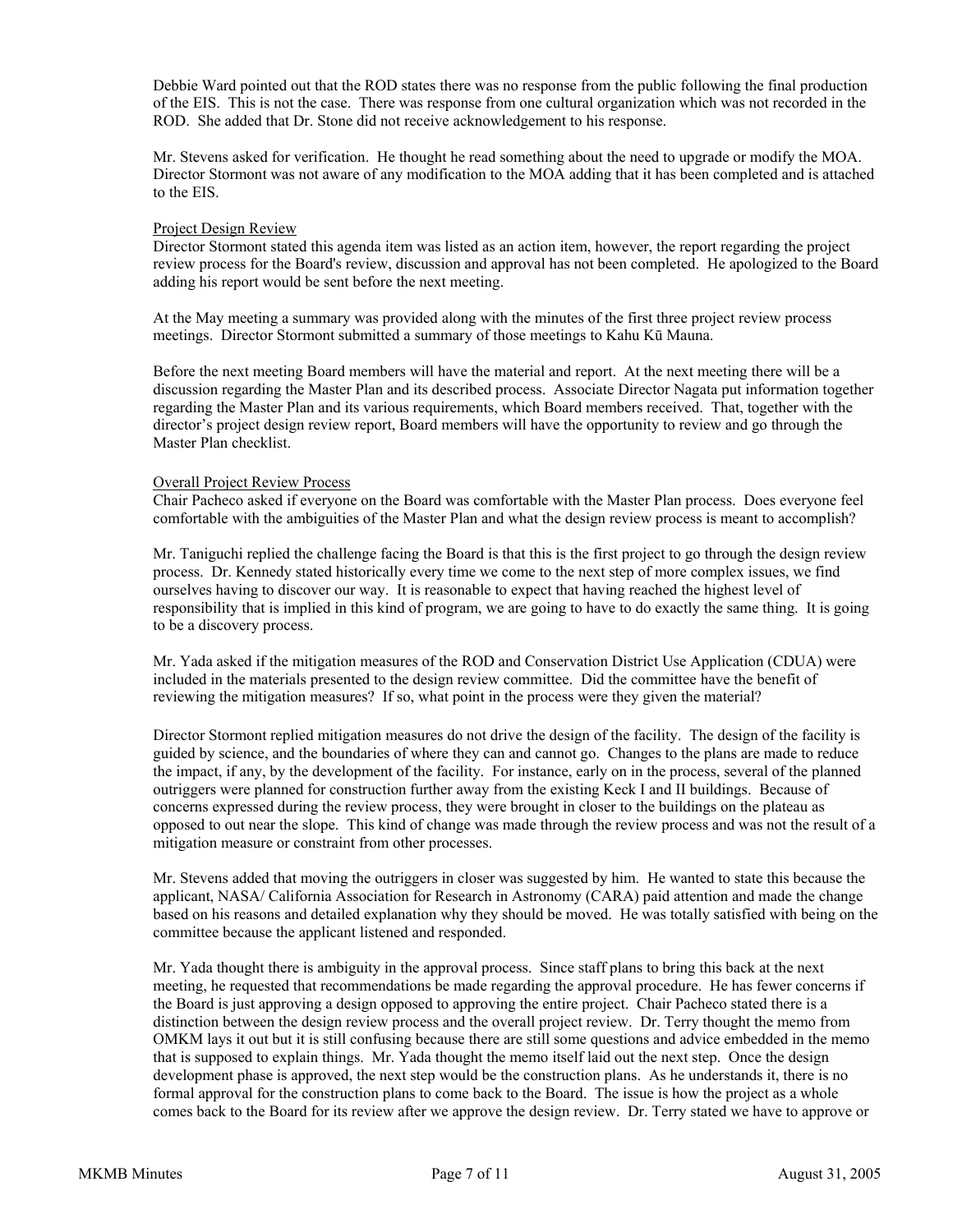Debbie Ward pointed out that the ROD states there was no response from the public following the final production of the EIS. This is not the case. There was response from one cultural organization which was not recorded in the ROD. She added that Dr. Stone did not receive acknowledgement to his response.

Mr. Stevens asked for verification. He thought he read something about the need to upgrade or modify the MOA. Director Stormont was not aware of any modification to the MOA adding that it has been completed and is attached to the EIS.

Project Design Review

Director Stormont stated this agenda item was listed as an action item, however, the report regarding the project review process for the Board's review, discussion and approval has not been completed. He apologized to the Board adding his report would be sent before the next meeting.

At the May meeting a summary was provided along with the minutes of the first three project review process meetings. Director Stormont submitted a summary of those meetings to Kahu Kū Mauna.

Before the next meeting Board members will have the material and report. At the next meeting there will be a discussion regarding the Master Plan and its described process. Associate Director Nagata put information together regarding the Master Plan and its various requirements, which Board members received. That, together with the director's project design review report, Board members will have the opportunity to review and go through the Master Plan checklist.

Overall Project Review Process

Chair Pacheco asked if everyone on the Board was comfortable with the Master Plan process. Does everyone feel comfortable with the ambiguities of the Master Plan and what the design review process is meant to accomplish?

Mr. Taniguchi replied the challenge facing the Board is that this is the first project to go through the design review process. Dr. Kennedy stated historically every time we come to the next step of more complex issues, we find ourselves having to discover our way. It is reasonable to expect that having reached the highest level of responsibility that is implied in this kind of program, we are going to have to do exactly the same thing. It is going to be a discovery process.

Mr. Yada asked if the mitigation measures of the ROD and Conservation District Use Application (CDUA) were included in the materials presented to the design review committee. Did the committee have the benefit of reviewing the mitigation measures? If so, what point in the process were they given the material?

Director Stormont replied mitigation measures do not drive the design of the facility. The design of the facility is guided by science, and the boundaries of where they can and cannot go. Changes to the plans are made to reduce the impact, if any, by the development of the facility. For instance, early on in the process, several of the planned outriggers were planned for construction further away from the existing Keck I and II buildings. Because of concerns expressed during the review process, they were brought in closer to the buildings on the plateau as opposed to out near the slope. This kind of change was made through the review process and was not the result of a mitigation measure or constraint from other processes.

Mr. Stevens added that moving the outriggers in closer was suggested by him. He wanted to state this because the applicant, NASA/ California Association for Research in Astronomy (CARA) paid attention and made the change based on his reasons and detailed explanation why they should be moved. He was totally satisfied with being on the committee because the applicant listened and responded.

Mr. Yada thought there is ambiguity in the approval process. Since staff plans to bring this back at the next meeting, he requested that recommendations be made regarding the approval procedure. He has fewer concerns if the Board is just approving a design opposed to approving the entire project. Chair Pacheco stated there is a distinction between the design review process and the overall project review. Dr. Terry thought the memo from OMKM lays it out but it is still confusing because there are still some questions and advice embedded in the memo that is supposed to explain things. Mr. Yada thought the memo itself laid out the next step. Once the design development phase is approved, the next step would be the construction plans. As he understands it, there is no formal approval for the construction plans to come back to the Board. The issue is how the project as a whole comes back to the Board for its review after we approve the design review. Dr. Terry stated we have to approve or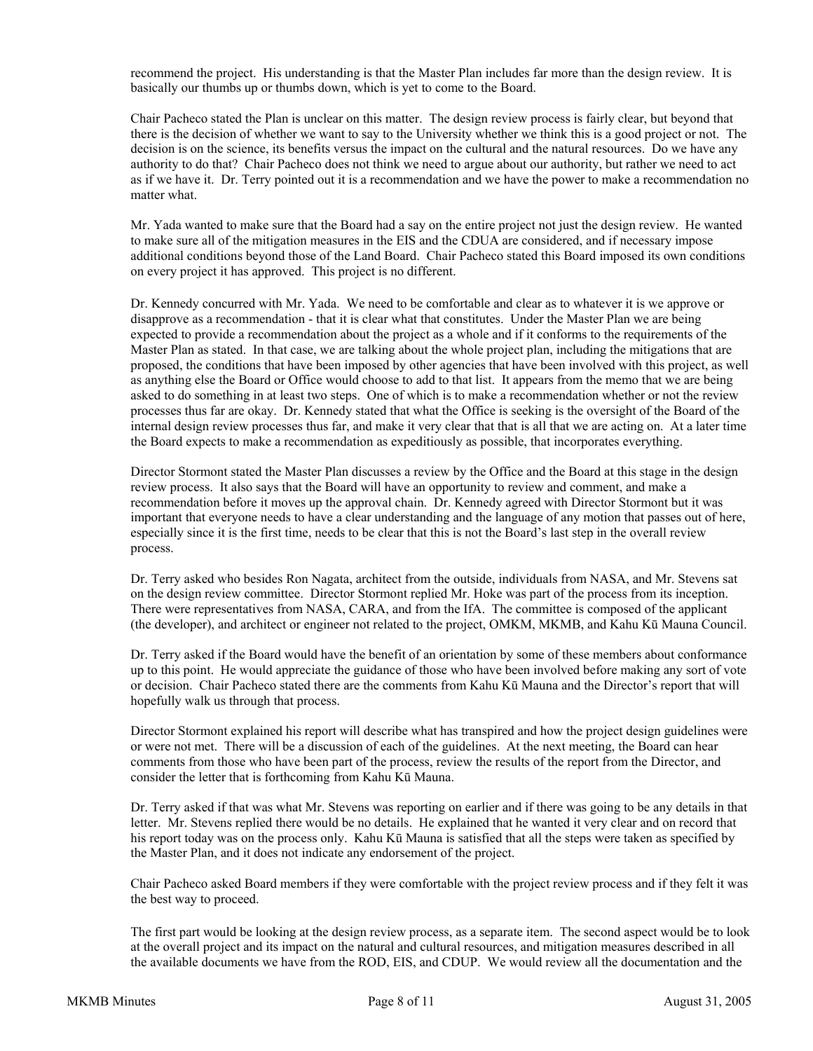recommend the project. His understanding is that the Master Plan includes far more than the design review. It is basically our thumbs up or thumbs down, which is yet to come to the Board.

Chair Pacheco stated the Plan is unclear on this matter. The design review process is fairly clear, but beyond that there is the decision of whether we want to say to the University whether we think this is a good project or not. The decision is on the science, its benefits versus the impact on the cultural and the natural resources. Do we have any authority to do that? Chair Pacheco does not think we need to argue about our authority, but rather we need to act as if we have it. Dr. Terry pointed out it is a recommendation and we have the power to make a recommendation no matter what.

Mr. Yada wanted to make sure that the Board had a say on the entire project not just the design review. He wanted to make sure all of the mitigation measures in the EIS and the CDUA are considered, and if necessary impose additional conditions beyond those of the Land Board. Chair Pacheco stated this Board imposed its own conditions on every project it has approved. This project is no different.

Dr. Kennedy concurred with Mr. Yada. We need to be comfortable and clear as to whatever it is we approve or disapprove as a recommendation - that it is clear what that constitutes. Under the Master Plan we are being expected to provide a recommendation about the project as a whole and if it conforms to the requirements of the Master Plan as stated. In that case, we are talking about the whole project plan, including the mitigations that are proposed, the conditions that have been imposed by other agencies that have been involved with this project, as well as anything else the Board or Office would choose to add to that list. It appears from the memo that we are being asked to do something in at least two steps. One of which is to make a recommendation whether or not the review processes thus far are okay. Dr. Kennedy stated that what the Office is seeking is the oversight of the Board of the internal design review processes thus far, and make it very clear that that is all that we are acting on. At a later time the Board expects to make a recommendation as expeditiously as possible, that incorporates everything.

Director Stormont stated the Master Plan discusses a review by the Office and the Board at this stage in the design review process. It also says that the Board will have an opportunity to review and comment, and make a recommendation before it moves up the approval chain. Dr. Kennedy agreed with Director Stormont but it was important that everyone needs to have a clear understanding and the language of any motion that passes out of here, especially since it is the first time, needs to be clear that this is not the Board's last step in the overall review process.

Dr. Terry asked who besides Ron Nagata, architect from the outside, individuals from NASA, and Mr. Stevens sat on the design review committee. Director Stormont replied Mr. Hoke was part of the process from its inception. There were representatives from NASA, CARA, and from the IfA. The committee is composed of the applicant (the developer), and architect or engineer not related to the project, OMKM, MKMB, and Kahu Kū Mauna Council.

Dr. Terry asked if the Board would have the benefit of an orientation by some of these members about conformance up to this point. He would appreciate the guidance of those who have been involved before making any sort of vote or decision. Chair Pacheco stated there are the comments from Kahu Kū Mauna and the Director's report that will hopefully walk us through that process.

Director Stormont explained his report will describe what has transpired and how the project design guidelines were or were not met. There will be a discussion of each of the guidelines. At the next meeting, the Board can hear comments from those who have been part of the process, review the results of the report from the Director, and consider the letter that is forthcoming from Kahu Kū Mauna.

Dr. Terry asked if that was what Mr. Stevens was reporting on earlier and if there was going to be any details in that letter. Mr. Stevens replied there would be no details. He explained that he wanted it very clear and on record that his report today was on the process only. Kahu Kū Mauna is satisfied that all the steps were taken as specified by the Master Plan, and it does not indicate any endorsement of the project.

Chair Pacheco asked Board members if they were comfortable with the project review process and if they felt it was the best way to proceed.

The first part would be looking at the design review process, as a separate item. The second aspect would be to look at the overall project and its impact on the natural and cultural resources, and mitigation measures described in all the available documents we have from the ROD, EIS, and CDUP. We would review all the documentation and the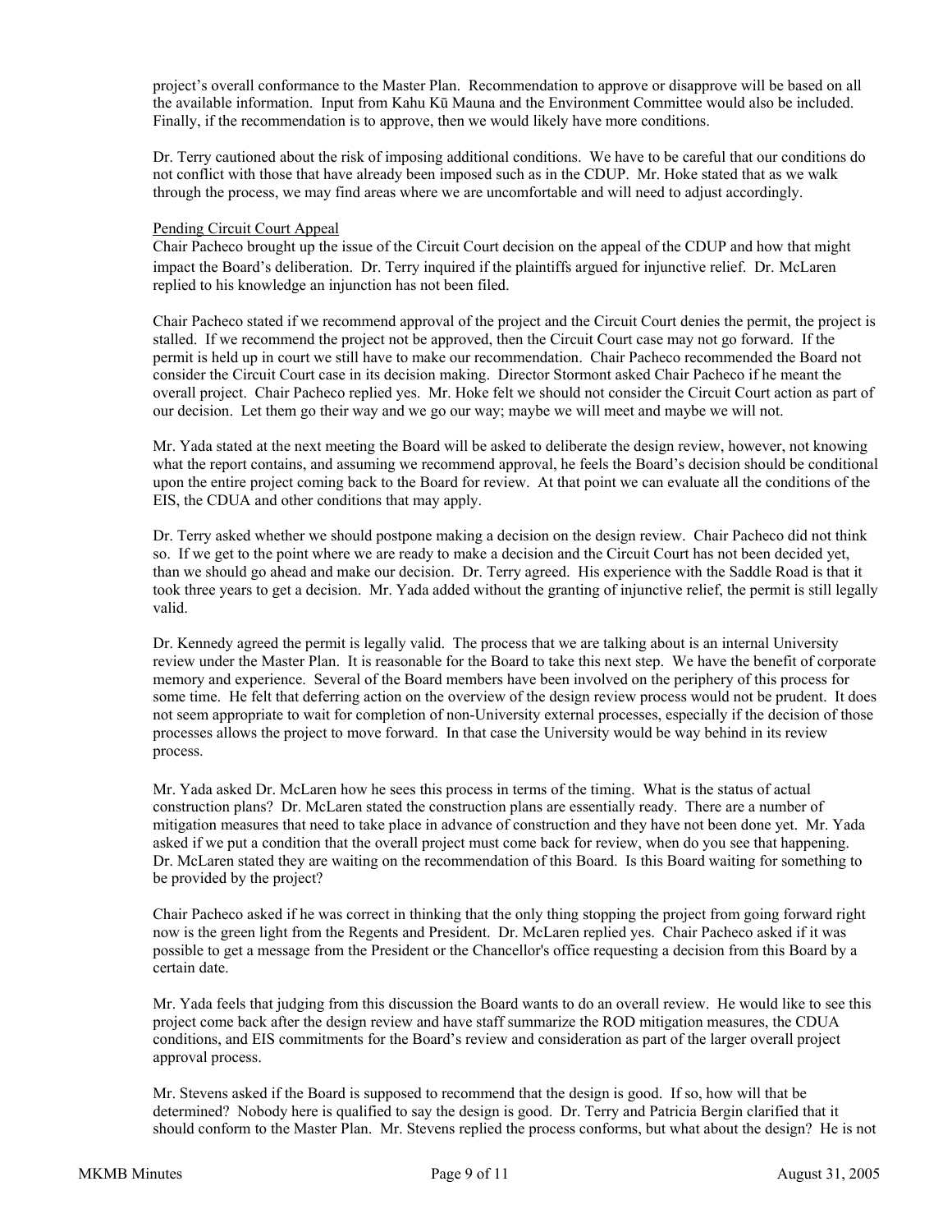project's overall conformance to the Master Plan. Recommendation to approve or disapprove will be based on all the available information. Input from Kahu Kū Mauna and the Environment Committee would also be included. Finally, if the recommendation is to approve, then we would likely have more conditions.

Dr. Terry cautioned about the risk of imposing additional conditions. We have to be careful that our conditions do not conflict with those that have already been imposed such as in the CDUP. Mr. Hoke stated that as we walk through the process, we may find areas where we are uncomfortable and will need to adjust accordingly.

Pending Circuit Court Appeal

Chair Pacheco brought up the issue of the Circuit Court decision on the appeal of the CDUP and how that might impact the Board's deliberation. Dr. Terry inquired if the plaintiffs argued for injunctive relief. Dr. McLaren replied to his knowledge an injunction has not been filed.

Chair Pacheco stated if we recommend approval of the project and the Circuit Court denies the permit, the project is stalled. If we recommend the project not be approved, then the Circuit Court case may not go forward. If the permit is held up in court we still have to make our recommendation. Chair Pacheco recommended the Board not consider the Circuit Court case in its decision making. Director Stormont asked Chair Pacheco if he meant the overall project. Chair Pacheco replied yes. Mr. Hoke felt we should not consider the Circuit Court action as part of our decision. Let them go their way and we go our way; maybe we will meet and maybe we will not.

Mr. Yada stated at the next meeting the Board will be asked to deliberate the design review, however, not knowing what the report contains, and assuming we recommend approval, he feels the Board's decision should be conditional upon the entire project coming back to the Board for review. At that point we can evaluate all the conditions of the EIS, the CDUA and other conditions that may apply.

Dr. Terry asked whether we should postpone making a decision on the design review. Chair Pacheco did not think so. If we get to the point where we are ready to make a decision and the Circuit Court has not been decided yet, than we should go ahead and make our decision. Dr. Terry agreed. His experience with the Saddle Road is that it took three years to get a decision. Mr. Yada added without the granting of injunctive relief, the permit is still legally valid.

Dr. Kennedy agreed the permit is legally valid. The process that we are talking about is an internal University review under the Master Plan. It is reasonable for the Board to take this next step. We have the benefit of corporate memory and experience. Several of the Board members have been involved on the periphery of this process for some time. He felt that deferring action on the overview of the design review process would not be prudent. It does not seem appropriate to wait for completion of non-University external processes, especially if the decision of those processes allows the project to move forward. In that case the University would be way behind in its review process.

Mr. Yada asked Dr. McLaren how he sees this process in terms of the timing. What is the status of actual construction plans? Dr. McLaren stated the construction plans are essentially ready. There are a number of mitigation measures that need to take place in advance of construction and they have not been done yet. Mr. Yada asked if we put a condition that the overall project must come back for review, when do you see that happening. Dr. McLaren stated they are waiting on the recommendation of this Board. Is this Board waiting for something to be provided by the project?

Chair Pacheco asked if he was correct in thinking that the only thing stopping the project from going forward right now is the green light from the Regents and President. Dr. McLaren replied yes. Chair Pacheco asked if it was possible to get a message from the President or the Chancellor's office requesting a decision from this Board by a certain date.

Mr. Yada feels that judging from this discussion the Board wants to do an overall review. He would like to see this project come back after the design review and have staff summarize the ROD mitigation measures, the CDUA conditions, and EIS commitments for the Board's review and consideration as part of the larger overall project approval process.

Mr. Stevens asked if the Board is supposed to recommend that the design is good. If so, how will that be determined? Nobody here is qualified to say the design is good. Dr. Terry and Patricia Bergin clarified that it should conform to the Master Plan. Mr. Stevens replied the process conforms, but what about the design? He is not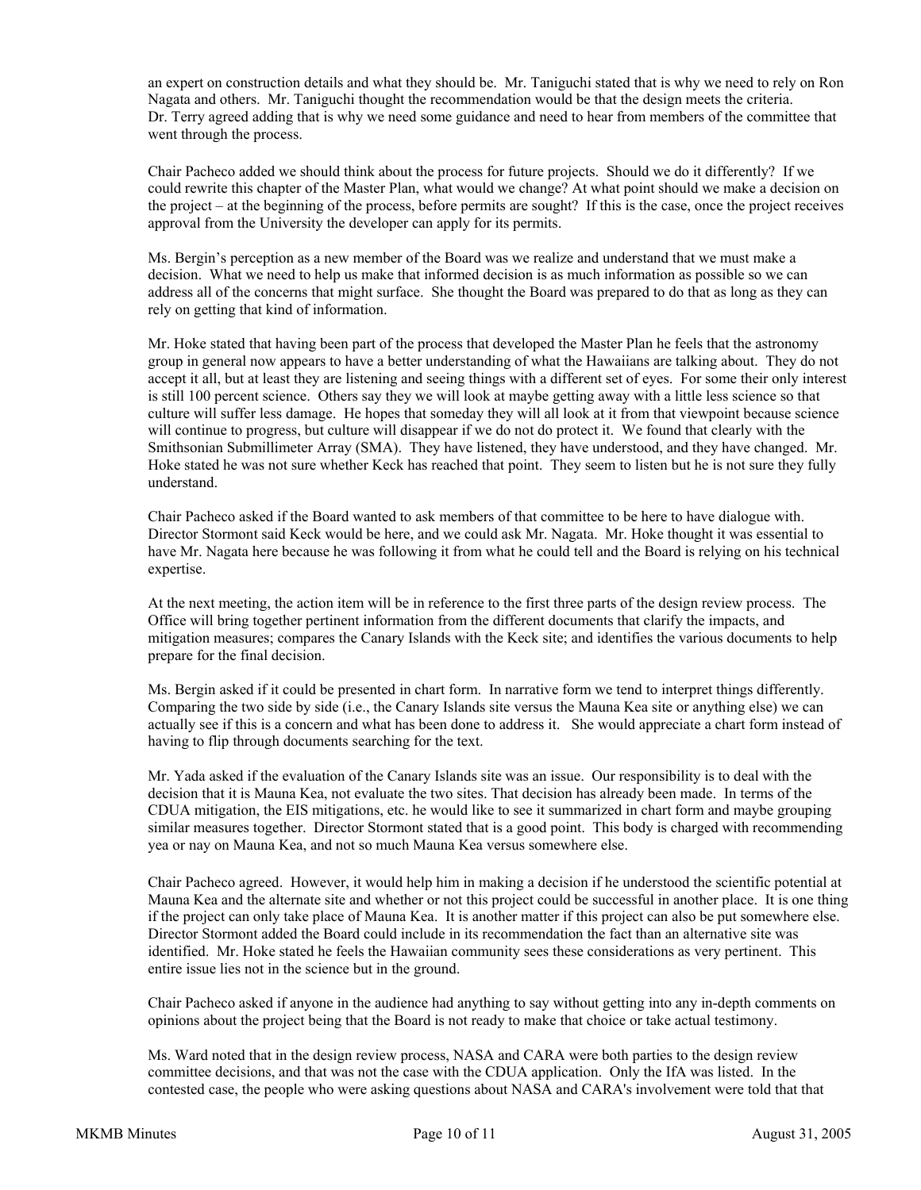an expert on construction details and what they should be. Mr. Taniguchi stated that is why we need to rely on Ron Nagata and others. Mr. Taniguchi thought the recommendation would be that the design meets the criteria. Dr. Terry agreed adding that is why we need some guidance and need to hear from members of the committee that went through the process.

Chair Pacheco added we should think about the process for future projects. Should we do it differently? If we could rewrite this chapter of the Master Plan, what would we change? At what point should we make a decision on the project – at the beginning of the process, before permits are sought? If this is the case, once the project receives approval from the University the developer can apply for its permits.

Ms. Bergin's perception as a new member of the Board was we realize and understand that we must make a decision. What we need to help us make that informed decision is as much information as possible so we can address all of the concerns that might surface. She thought the Board was prepared to do that as long as they can rely on getting that kind of information.

Mr. Hoke stated that having been part of the process that developed the Master Plan he feels that the astronomy group in general now appears to have a better understanding of what the Hawaiians are talking about. They do not accept it all, but at least they are listening and seeing things with a different set of eyes. For some their only interest is still 100 percent science. Others say they we will look at maybe getting away with a little less science so that culture will suffer less damage. He hopes that someday they will all look at it from that viewpoint because science will continue to progress, but culture will disappear if we do not do protect it. We found that clearly with the Smithsonian Submillimeter Array (SMA). They have listened, they have understood, and they have changed. Mr. Hoke stated he was not sure whether Keck has reached that point. They seem to listen but he is not sure they fully understand.

Chair Pacheco asked if the Board wanted to ask members of that committee to be here to have dialogue with. Director Stormont said Keck would be here, and we could ask Mr. Nagata. Mr. Hoke thought it was essential to have Mr. Nagata here because he was following it from what he could tell and the Board is relying on his technical expertise.

At the next meeting, the action item will be in reference to the first three parts of the design review process. The Office will bring together pertinent information from the different documents that clarify the impacts, and mitigation measures; compares the Canary Islands with the Keck site; and identifies the various documents to help prepare for the final decision.

Ms. Bergin asked if it could be presented in chart form. In narrative form we tend to interpret things differently. Comparing the two side by side (i.e., the Canary Islands site versus the Mauna Kea site or anything else) we can actually see if this is a concern and what has been done to address it. She would appreciate a chart form instead of having to flip through documents searching for the text.

Mr. Yada asked if the evaluation of the Canary Islands site was an issue. Our responsibility is to deal with the decision that it is Mauna Kea, not evaluate the two sites. That decision has already been made. In terms of the CDUA mitigation, the EIS mitigations, etc. he would like to see it summarized in chart form and maybe grouping similar measures together. Director Stormont stated that is a good point. This body is charged with recommending yea or nay on Mauna Kea, and not so much Mauna Kea versus somewhere else.

Chair Pacheco agreed. However, it would help him in making a decision if he understood the scientific potential at Mauna Kea and the alternate site and whether or not this project could be successful in another place. It is one thing if the project can only take place of Mauna Kea. It is another matter if this project can also be put somewhere else. Director Stormont added the Board could include in its recommendation the fact than an alternative site was identified. Mr. Hoke stated he feels the Hawaiian community sees these considerations as very pertinent. This entire issue lies not in the science but in the ground.

Chair Pacheco asked if anyone in the audience had anything to say without getting into any in-depth comments on opinions about the project being that the Board is not ready to make that choice or take actual testimony.

Ms. Ward noted that in the design review process, NASA and CARA were both parties to the design review committee decisions, and that was not the case with the CDUA application. Only the IfA was listed. In the contested case, the people who were asking questions about NASA and CARA's involvement were told that that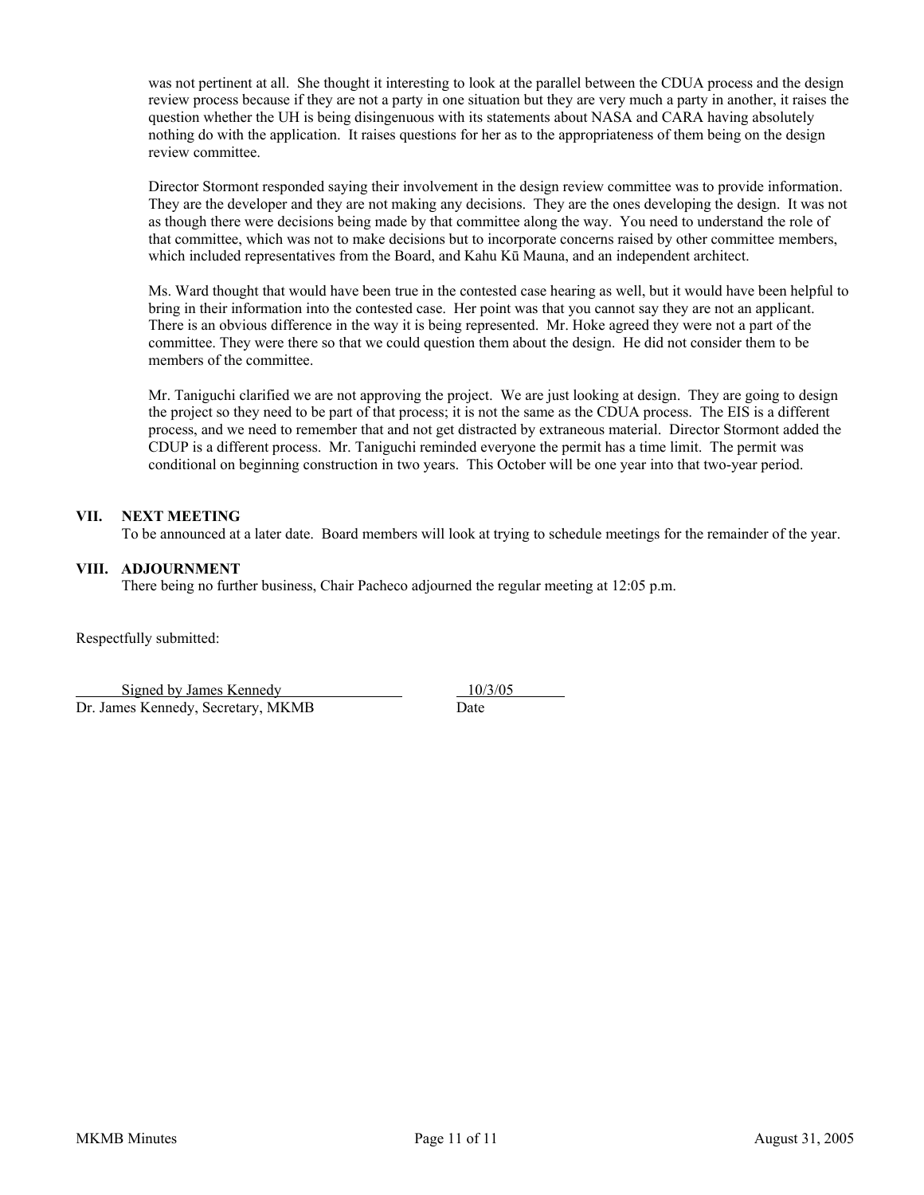was not pertinent at all. She thought it interesting to look at the parallel between the CDUA process and the design review process because if they are not a party in one situation but they are very much a party in another, it raises the question whether the UH is being disingenuous with its statements about NASA and CARA having absolutely nothing do with the application. It raises questions for her as to the appropriateness of them being on the design review committee.

Director Stormont responded saying their involvement in the design review committee was to provide information. They are the developer and they are not making any decisions. They are the ones developing the design. It was not as though there were decisions being made by that committee along the way. You need to understand the role of that committee, which was not to make decisions but to incorporate concerns raised by other committee members, which included representatives from the Board, and Kahu Kū Mauna, and an independent architect.

Ms. Ward thought that would have been true in the contested case hearing as well, but it would have been helpful to bring in their information into the contested case. Her point was that you cannot say they are not an applicant. There is an obvious difference in the way it is being represented. Mr. Hoke agreed they were not a part of the committee. They were there so that we could question them about the design. He did not consider them to be members of the committee.

Mr. Taniguchi clarified we are not approving the project. We are just looking at design. They are going to design the project so they need to be part of that process; it is not the same as the CDUA process. The EIS is a different process, and we need to remember that and not get distracted by extraneous material. Director Stormont added the CDUP is a different process. Mr. Taniguchi reminded everyone the permit has a time limit. The permit was conditional on beginning construction in two years. This October will be one year into that two-year period.

## VII. NEXT MEETING

To be announced at a later date. Board members will look at trying to schedule meetings for the remainder of the year.

## VIII. ADJOURNMENT

There being no further business, Chair Pacheco adjourned the regular meeting at 12:05 p.m.

Respectfully submitted:

Signed by James Kennedy — 10/3/05

Dr. James Kennedy, Secretary, MKMB — Date